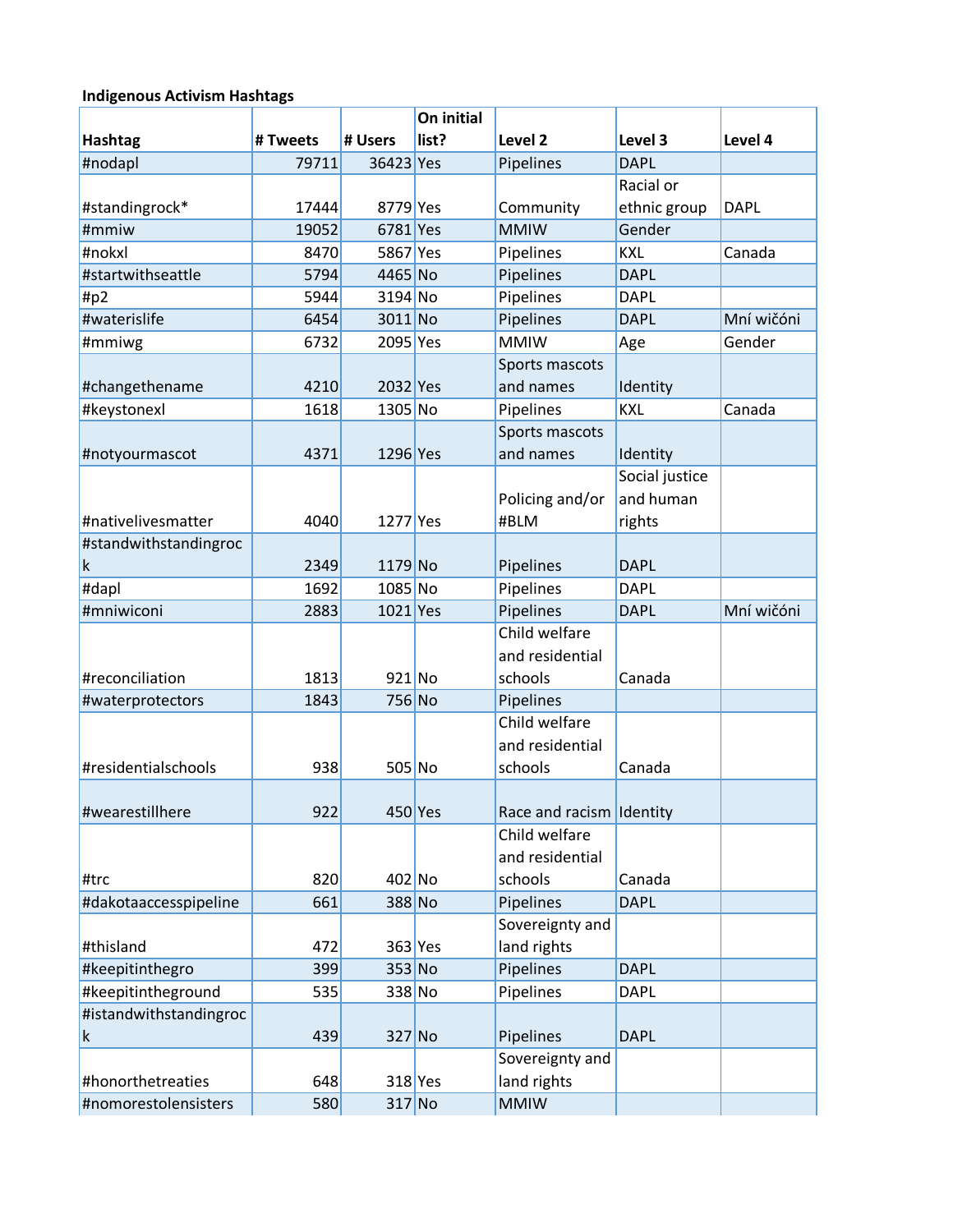**Indigenous Activism Hashtags**

| Hashtag | # Tweets | # Users | On initial list? | Level 2 | Level 3 | Level 4 |
|---|---|---|---|---|---|---|
| #nodapl | 79711 | 36423 | Yes | Pipelines | DAPL | |
| #standingrock* | 17444 | 8779 | Yes | Community | Racial or ethnic group | DAPL |
| #mmiw | 19052 | 6781 | Yes | MMIW | Gender | |
| #nokxl | 8470 | 5867 | Yes | Pipelines | KXL | Canada |
| #startwithseattle | 5794 | 4465 | No | Pipelines | DAPL | |
| #p2 | 5944 | 3194 | No | Pipelines | DAPL | |
| #waterislife | 6454 | 3011 | No | Pipelines | DAPL | Mní wičóni |
| #mmiwg | 6732 | 2095 | Yes | MMIW | Age | Gender |
| #changethename | 4210 | 2032 | Yes | Sports mascots and names | Identity | |
| #keystonexl | 1618 | 1305 | No | Pipelines | KXL | Canada |
| #notyourmascot | 4371 | 1296 | Yes | Sports mascots and names | Identity | |
| #nativelivesmatter | 4040 | 1277 | Yes | Policing and/or #BLM | Social justice and human rights | |
| #standwithstandingrock | 2349 | 1179 | No | Pipelines | DAPL | |
| #dapl | 1692 | 1085 | No | Pipelines | DAPL | |
| #mniwiconi | 2883 | 1021 | Yes | Pipelines | DAPL | Mní wičóni |
| #reconciliation | 1813 | 921 | No | Child welfare and residential schools | Canada | |
| #waterprotectors | 1843 | 756 | No | Pipelines | | |
| #residentialschools | 938 | 505 | No | Child welfare and residential schools | Canada | |
| #wearestillhere | 922 | 450 | Yes | Race and racism | Identity | |
| #trc | 820 | 402 | No | Child welfare and residential schools | Canada | |
| #dakotaaccesspipeline | 661 | 388 | No | Pipelines | DAPL | |
| #thisland | 472 | 363 | Yes | Sovereignty and land rights | | |
| #keepitinthegro | 399 | 353 | No | Pipelines | DAPL | |
| #keepitintheground | 535 | 338 | No | Pipelines | DAPL | |
| #istandwithstandingrock | 439 | 327 | No | Pipelines | DAPL | |
| #honorthetreaties | 648 | 318 | Yes | Sovereignty and land rights | | |
| #nomorestolensisters | 580 | 317 | No | MMIW | | |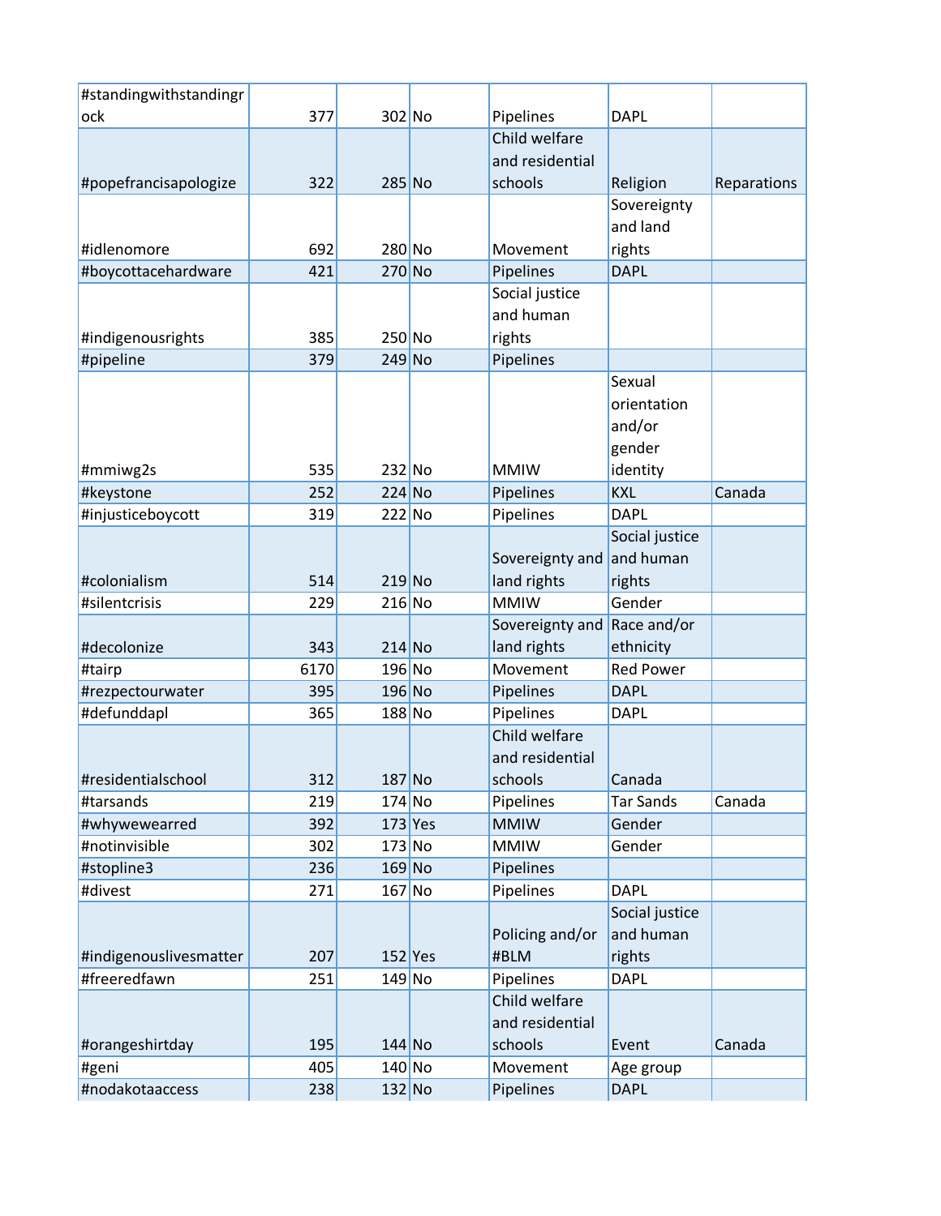| | | | | | | |
|---|---|---|---|---|---|---|
| #standingwithstandingrock | 377 | 302 | No | Pipelines | DAPL | |
| #popefrancisapologize | 322 | 285 | No | Child welfare and residential schools | Religion | Reparations |
| #idlenomore | 692 | 280 | No | Movement | Sovereignty and land rights | |
| #boycottacehardware | 421 | 270 | No | Pipelines | DAPL | |
| #indigenousrights | 385 | 250 | No | Social justice and human rights | | |
| #pipeline | 379 | 249 | No | Pipelines | | |
| #mmiwg2s | 535 | 232 | No | MMIW | Sexual orientation and/or gender identity | |
| #keystone | 252 | 224 | No | Pipelines | KXL | Canada |
| #injusticeboycott | 319 | 222 | No | Pipelines | DAPL | |
| #colonialism | 514 | 219 | No | Sovereignty and land rights | Social justice and human rights | |
| #silentcrisis | 229 | 216 | No | MMIW | Gender | |
| #decolonize | 343 | 214 | No | Sovereignty and land rights | Race and/or ethnicity | |
| #tairp | 6170 | 196 | No | Movement | Red Power | |
| #rezpectourwater | 395 | 196 | No | Pipelines | DAPL | |
| #defunddapl | 365 | 188 | No | Pipelines | DAPL | |
| #residentialschool | 312 | 187 | No | Child welfare and residential schools | Canada | |
| #tarsands | 219 | 174 | No | Pipelines | Tar Sands | Canada |
| #whywewearred | 392 | 173 | Yes | MMIW | Gender | |
| #notinvisible | 302 | 173 | No | MMIW | Gender | |
| #stopline3 | 236 | 169 | No | Pipelines | | |
| #divest | 271 | 167 | No | Pipelines | DAPL | |
| #indigenouslivesmatter | 207 | 152 | Yes | Policing and/or #BLM | Social justice and human rights | |
| #freeredfawn | 251 | 149 | No | Pipelines | DAPL | |
| #orangeshirtday | 195 | 144 | No | Child welfare and residential schools | Event | Canada |
| #geni | 405 | 140 | No | Movement | Age group | |
| #nodakotaaccess | 238 | 132 | No | Pipelines | DAPL | |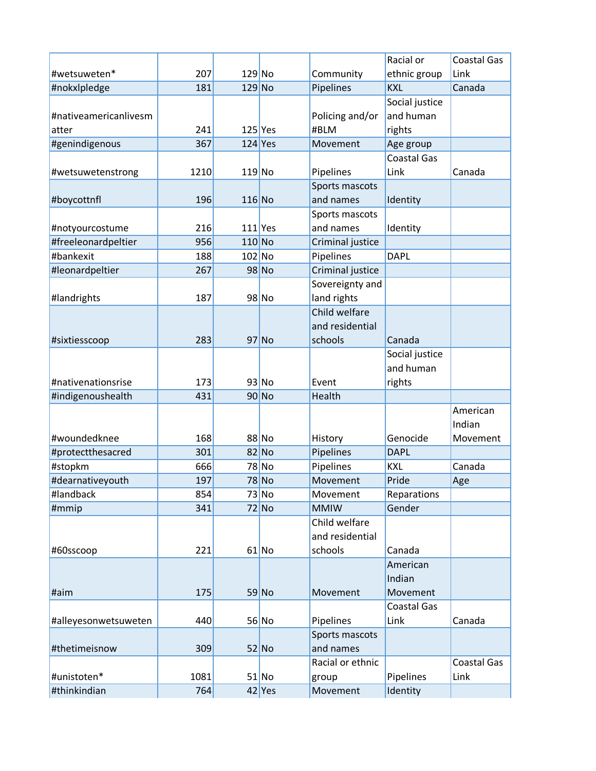| | | | | | | |
|---|---|---|---|---|---|---|
| #wetsuweten* | 207 | 129 | No | Community | Racial or ethnic group | Coastal Gas Link |
| #nokxlpledge | 181 | 129 | No | Pipelines | KXL | Canada |
| #nativeamericanlivesmatter | 241 | 125 | Yes | Policing and/or #BLM | Social justice and human rights | |
| #genindigenous | 367 | 124 | Yes | Movement | Age group | |
| #wetsuwetenstrong | 1210 | 119 | No | Pipelines | Coastal Gas Link | Canada |
| #boycottnfl | 196 | 116 | No | Sports mascots and names | Identity | |
| #notyourcostume | 216 | 111 | Yes | Sports mascots and names | Identity | |
| #freeleonardpeltier | 956 | 110 | No | Criminal justice | | |
| #bankexit | 188 | 102 | No | Pipelines | DAPL | |
| #leonardpeltier | 267 | 98 | No | Criminal justice | | |
| #landrights | 187 | 98 | No | Sovereignty and land rights | | |
| #sixtiesscoop | 283 | 97 | No | Child welfare and residential schools | Canada | |
| #nativenationsrise | 173 | 93 | No | Event | Social justice and human rights | |
| #indigenoushealth | 431 | 90 | No | Health | | |
| #woundedknee | 168 | 88 | No | History | Genocide | American Indian Movement |
| #protectthesacred | 301 | 82 | No | Pipelines | DAPL | |
| #stopkm | 666 | 78 | No | Pipelines | KXL | Canada |
| #dearnativeyouth | 197 | 78 | No | Movement | Pride | Age |
| #landback | 854 | 73 | No | Movement | Reparations | |
| #mmip | 341 | 72 | No | MMIW | Gender | |
| #60sscoop | 221 | 61 | No | Child welfare and residential schools | Canada | |
| #aim | 175 | 59 | No | Movement | American Indian Movement | |
| #alleyesonwetsuweten | 440 | 56 | No | Pipelines | Coastal Gas Link | Canada |
| #thetimeisnow | 309 | 52 | No | Sports mascots and names | | |
| #unistoten* | 1081 | 51 | No | Racial or ethnic group | Pipelines | Coastal Gas Link |
| #thinkindian | 764 | 42 | Yes | Movement | Identity | |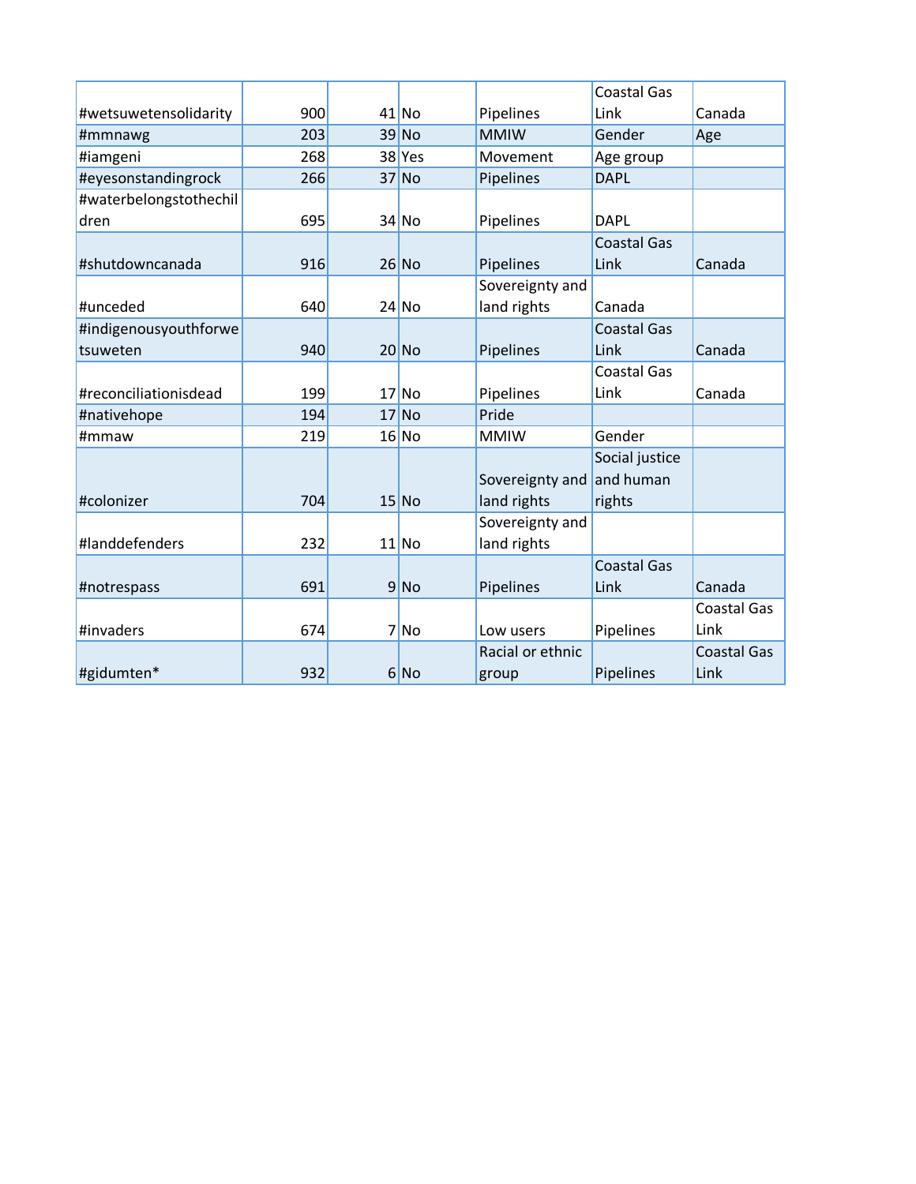| | | | | | | |
|---|---|---|---|---|---|---|
| #wetsuwetensolidarity | 900 | 41 | No | Pipelines | Coastal Gas Link | Canada |
| #mmnawg | 203 | 39 | No | MMIW | Gender | Age |
| #iamgeni | 268 | 38 | Yes | Movement | Age group | |
| #eyesonstandingrock | 266 | 37 | No | Pipelines | DAPL | |
| #waterbelongstothechildren | 695 | 34 | No | Pipelines | DAPL | |
| #shutdowncanada | 916 | 26 | No | Pipelines | Coastal Gas Link | Canada |
| #unceded | 640 | 24 | No | Sovereignty and land rights | Canada | |
| #indigenousyouthforwetsuweten | 940 | 20 | No | Pipelines | Coastal Gas Link | Canada |
| #reconciliationisdead | 199 | 17 | No | Pipelines | Coastal Gas Link | Canada |
| #nativehope | 194 | 17 | No | Pride | | |
| #mmaw | 219 | 16 | No | MMIW | Gender | |
| #colonizer | 704 | 15 | No | Sovereignty and land rights | Social justice and human rights | |
| #landdefenders | 232 | 11 | No | Sovereignty and land rights | | |
| #notrespass | 691 | 9 | No | Pipelines | Coastal Gas Link | Canada |
| #invaders | 674 | 7 | No | Low users | Pipelines | Coastal Gas Link |
| #gidumten* | 932 | 6 | No | Racial or ethnic group | Pipelines | Coastal Gas Link |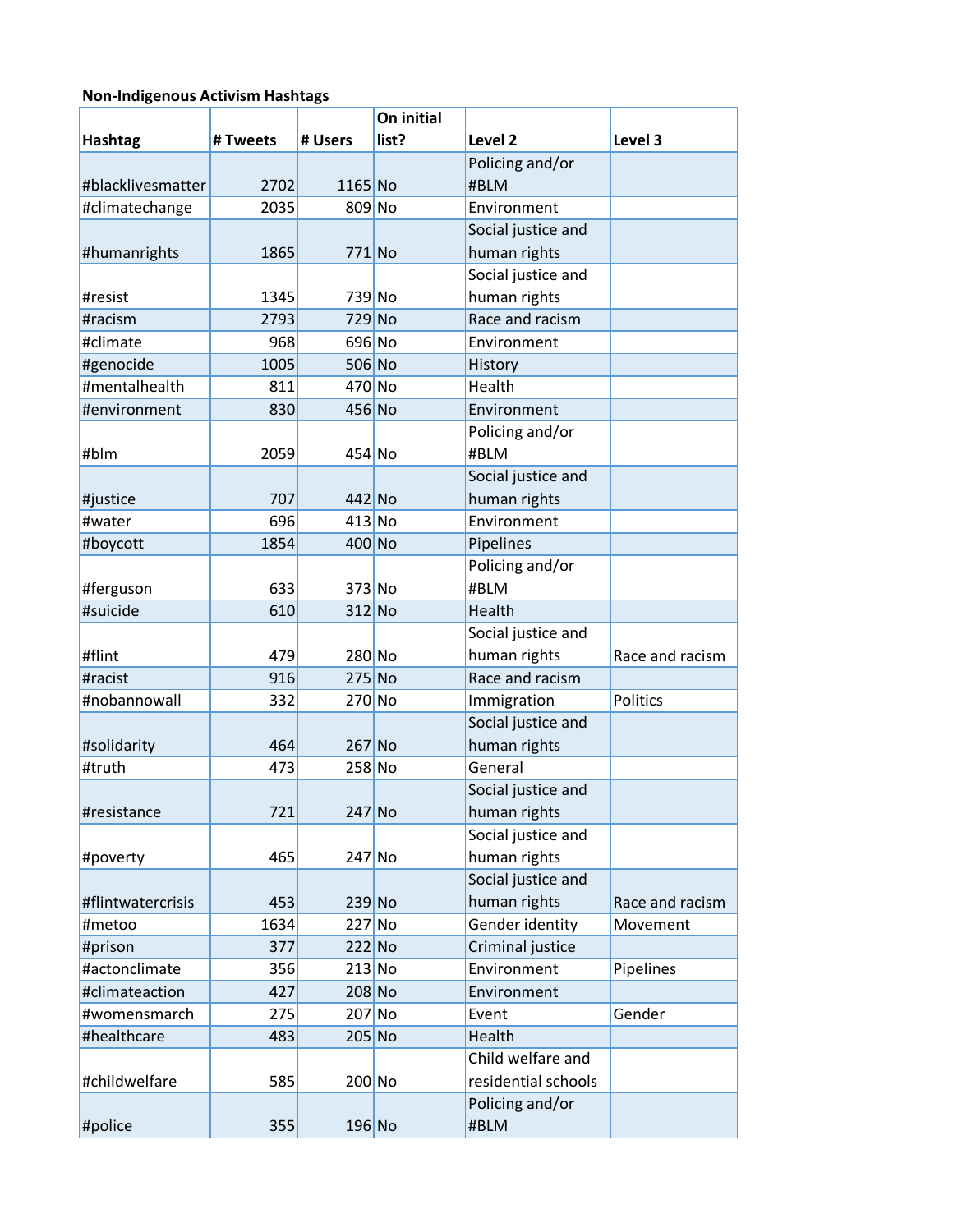**Non-Indigenous Activism Hashtags**

| Hashtag | # Tweets | # Users | On initial list? | Level 2 | Level 3 |
|---|---|---|---|---|---|
| #blacklivesmatter | 2702 | 1165 | No | Policing and/or #BLM | |
| #climatechange | 2035 | 809 | No | Environment | |
| #humanrights | 1865 | 771 | No | Social justice and human rights | |
| #resist | 1345 | 739 | No | Social justice and human rights | |
| #racism | 2793 | 729 | No | Race and racism | |
| #climate | 968 | 696 | No | Environment | |
| #genocide | 1005 | 506 | No | History | |
| #mentalhealth | 811 | 470 | No | Health | |
| #environment | 830 | 456 | No | Environment | |
| #blm | 2059 | 454 | No | Policing and/or #BLM | |
| #justice | 707 | 442 | No | Social justice and human rights | |
| #water | 696 | 413 | No | Environment | |
| #boycott | 1854 | 400 | No | Pipelines | |
| #ferguson | 633 | 373 | No | Policing and/or #BLM | |
| #suicide | 610 | 312 | No | Health | |
| #flint | 479 | 280 | No | Social justice and human rights | Race and racism |
| #racist | 916 | 275 | No | Race and racism | |
| #nobannowall | 332 | 270 | No | Immigration | Politics |
| #solidarity | 464 | 267 | No | Social justice and human rights | |
| #truth | 473 | 258 | No | General | |
| #resistance | 721 | 247 | No | Social justice and human rights | |
| #poverty | 465 | 247 | No | Social justice and human rights | |
| #flintwatercrisis | 453 | 239 | No | Social justice and human rights | Race and racism |
| #metoo | 1634 | 227 | No | Gender identity | Movement |
| #prison | 377 | 222 | No | Criminal justice | |
| #actonclimate | 356 | 213 | No | Environment | Pipelines |
| #climateaction | 427 | 208 | No | Environment | |
| #womensmarch | 275 | 207 | No | Event | Gender |
| #healthcare | 483 | 205 | No | Health | |
| #childwelfare | 585 | 200 | No | Child welfare and residential schools | |
| #police | 355 | 196 | No | Policing and/or #BLM | |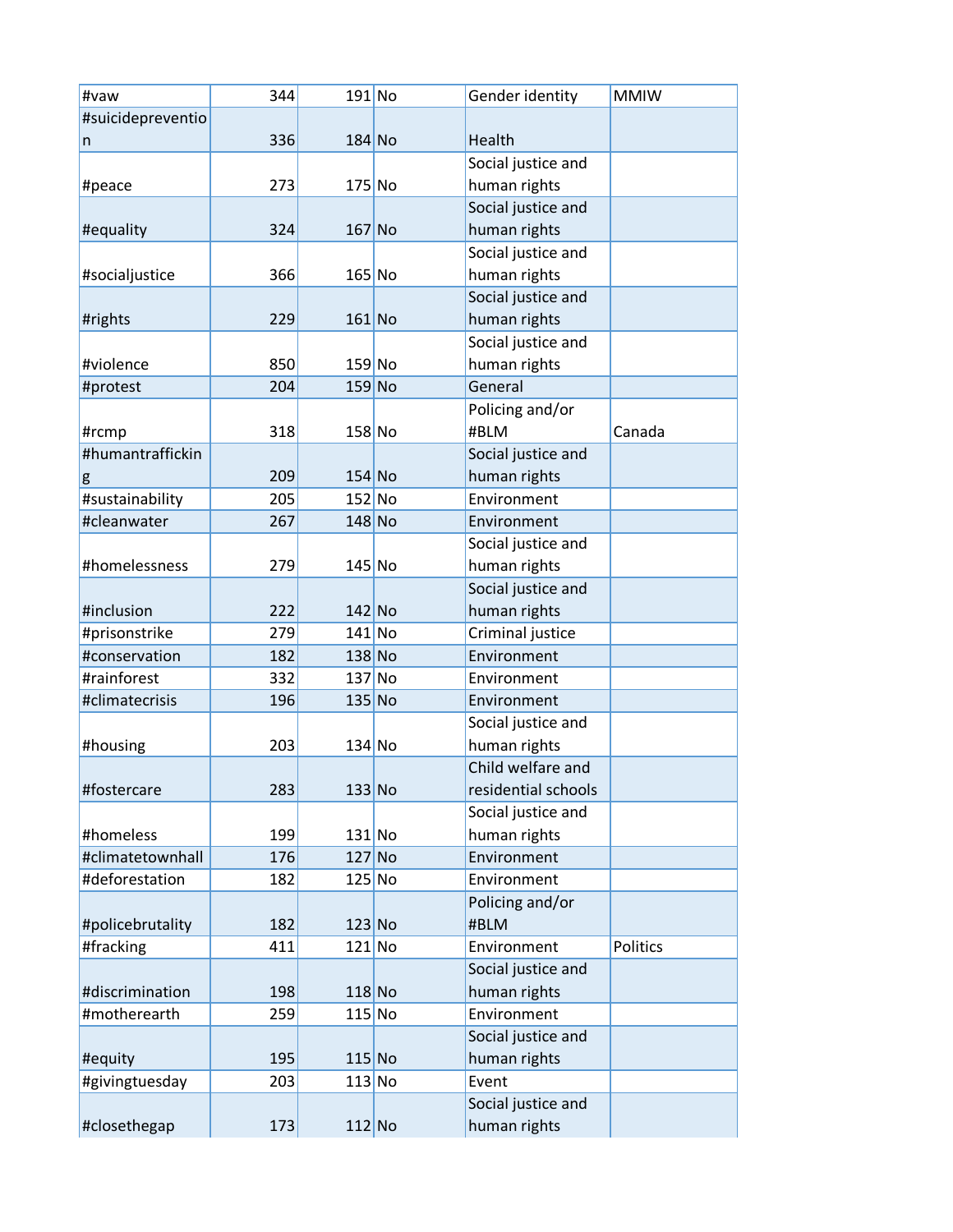| | | | | | |
|---|---|---|---|---|---|
| #vaw | 344 | 191 | No | Gender identity | MMIW |
| #suicideprevention | 336 | 184 | No | Health | |
| #peace | 273 | 175 | No | Social justice and human rights | |
| #equality | 324 | 167 | No | Social justice and human rights | |
| #socialjustice | 366 | 165 | No | Social justice and human rights | |
| #rights | 229 | 161 | No | Social justice and human rights | |
| #violence | 850 | 159 | No | Social justice and human rights | |
| #protest | 204 | 159 | No | General | |
| #rcmp | 318 | 158 | No | Policing and/or #BLM | Canada |
| #humantrafficking | 209 | 154 | No | Social justice and human rights | |
| #sustainability | 205 | 152 | No | Environment | |
| #cleanwater | 267 | 148 | No | Environment | |
| #homelessness | 279 | 145 | No | Social justice and human rights | |
| #inclusion | 222 | 142 | No | Social justice and human rights | |
| #prisonstrike | 279 | 141 | No | Criminal justice | |
| #conservation | 182 | 138 | No | Environment | |
| #rainforest | 332 | 137 | No | Environment | |
| #climatecrisis | 196 | 135 | No | Environment | |
| #housing | 203 | 134 | No | Social justice and human rights | |
| #fostercare | 283 | 133 | No | Child welfare and residential schools | |
| #homeless | 199 | 131 | No | Social justice and human rights | |
| #climatetownhall | 176 | 127 | No | Environment | |
| #deforestation | 182 | 125 | No | Environment | |
| #policebrutality | 182 | 123 | No | Policing and/or #BLM | |
| #fracking | 411 | 121 | No | Environment | Politics |
| #discrimination | 198 | 118 | No | Social justice and human rights | |
| #motherearth | 259 | 115 | No | Environment | |
| #equity | 195 | 115 | No | Social justice and human rights | |
| #givingtuesday | 203 | 113 | No | Event | |
| #closethegap | 173 | 112 | No | Social justice and human rights | |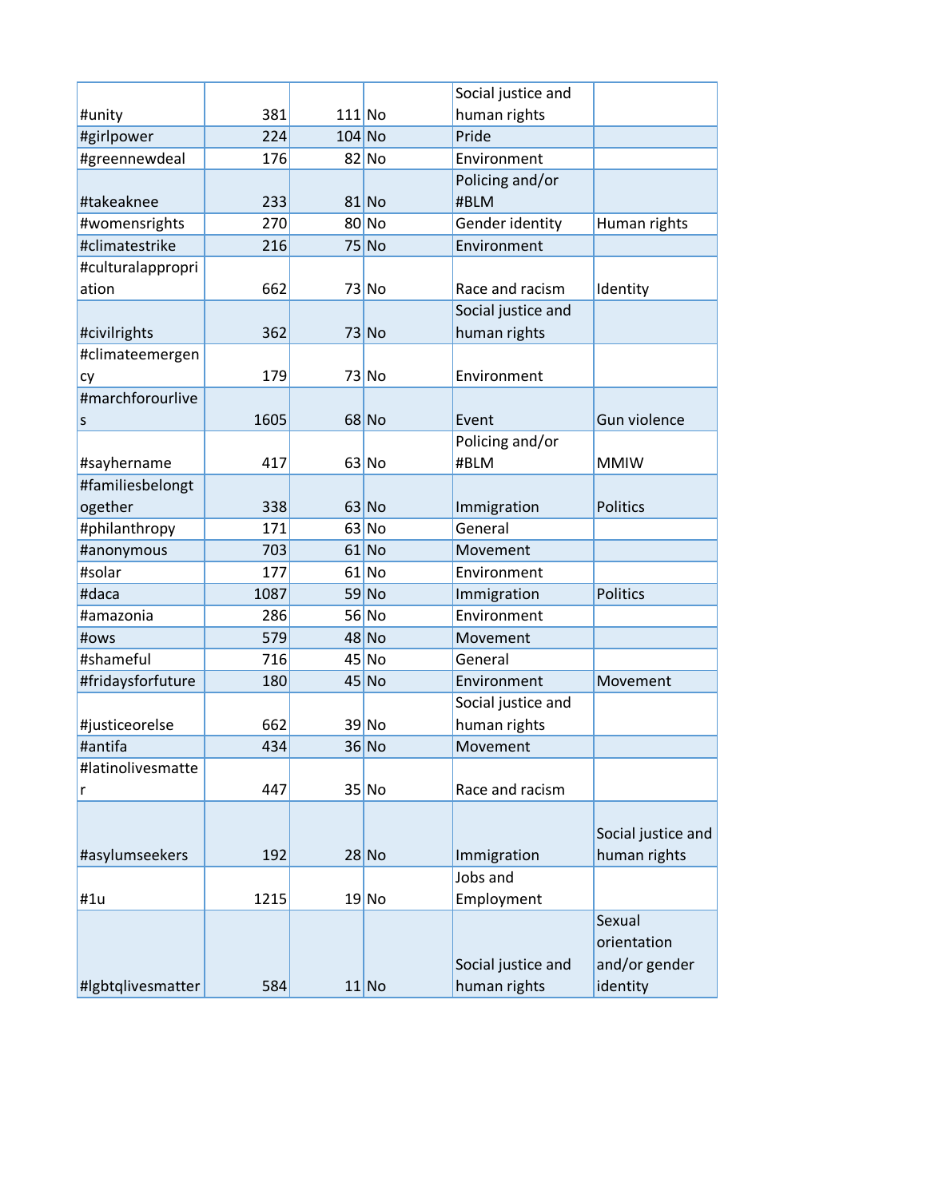| | | | | | |
|---|---|---|---|---|---|
| #unity | 381 | 111 | No | Social justice and human rights | |
| #girlpower | 224 | 104 | No | Pride | |
| #greennewdeal | 176 | 82 | No | Environment | |
| #takeaknee | 233 | 81 | No | Policing and/or #BLM | |
| #womensrights | 270 | 80 | No | Gender identity | Human rights |
| #climatestrike | 216 | 75 | No | Environment | |
| #culturalappropriation | 662 | 73 | No | Race and racism | Identity |
| #civilrights | 362 | 73 | No | Social justice and human rights | |
| #climateemergency | 179 | 73 | No | Environment | |
| #marchforourlives | 1605 | 68 | No | Event | Gun violence |
| #sayhername | 417 | 63 | No | Policing and/or #BLM | MMIW |
| #familiesbelongtogether | 338 | 63 | No | Immigration | Politics |
| #philanthropy | 171 | 63 | No | General | |
| #anonymous | 703 | 61 | No | Movement | |
| #solar | 177 | 61 | No | Environment | |
| #daca | 1087 | 59 | No | Immigration | Politics |
| #amazonia | 286 | 56 | No | Environment | |
| #ows | 579 | 48 | No | Movement | |
| #shameful | 716 | 45 | No | General | |
| #fridaysforfuture | 180 | 45 | No | Environment | Movement |
| #justiceorelse | 662 | 39 | No | Social justice and human rights | |
| #antifa | 434 | 36 | No | Movement | |
| #latinolivesmatter | 447 | 35 | No | Race and racism | |
| #asylumseekers | 192 | 28 | No | Immigration | Social justice and human rights |
| #1u | 1215 | 19 | No | Jobs and Employment | |
| #lgbtqlivesmatter | 584 | 11 | No | Social justice and human rights | Sexual orientation and/or gender identity |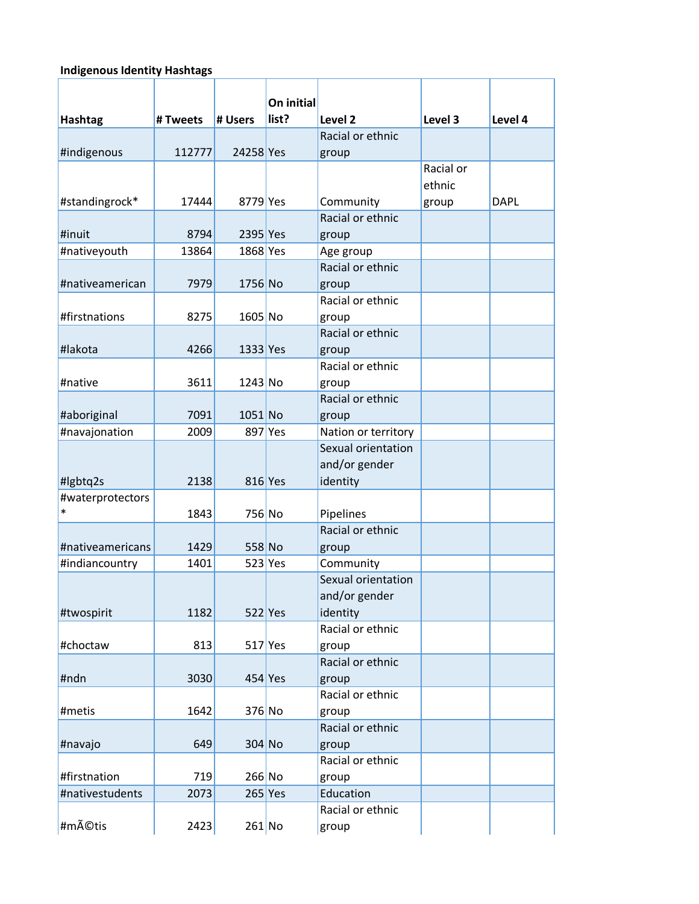**Indigenous Identity Hashtags**

| Hashtag | # Tweets | # Users | On initial list? | Level 2 | Level 3 | Level 4 |
|---|---|---|---|---|---|---|
| #indigenous | 112777 | 24258 | Yes | Racial or ethnic group | | |
| #standingrock* | 17444 | 8779 | Yes | Community | Racial or ethnic group | DAPL |
| #inuit | 8794 | 2395 | Yes | Racial or ethnic group | | |
| #nativeyouth | 13864 | 1868 | Yes | Age group | | |
| #nativeamerican | 7979 | 1756 | No | Racial or ethnic group | | |
| #firstnations | 8275 | 1605 | No | Racial or ethnic group | | |
| #lakota | 4266 | 1333 | Yes | Racial or ethnic group | | |
| #native | 3611 | 1243 | No | Racial or ethnic group | | |
| #aboriginal | 7091 | 1051 | No | Racial or ethnic group | | |
| #navajonation | 2009 | 897 | Yes | Nation or territory | | |
| #lgbtq2s | 2138 | 816 | Yes | Sexual orientation and/or gender identity | | |
| #waterprotectors* | 1843 | 756 | No | Pipelines | | |
| #nativeamericans | 1429 | 558 | No | Racial or ethnic group | | |
| #indiancountry | 1401 | 523 | Yes | Community | | |
| #twospirit | 1182 | 522 | Yes | Sexual orientation and/or gender identity | | |
| #choctaw | 813 | 517 | Yes | Racial or ethnic group | | |
| #ndn | 3030 | 454 | Yes | Racial or ethnic group | | |
| #metis | 1642 | 376 | No | Racial or ethnic group | | |
| #navajo | 649 | 304 | No | Racial or ethnic group | | |
| #firstnation | 719 | 266 | No | Racial or ethnic group | | |
| #nativestudents | 2073 | 265 | Yes | Education | | |
| #mÃ©tis | 2423 | 261 | No | Racial or ethnic group | | |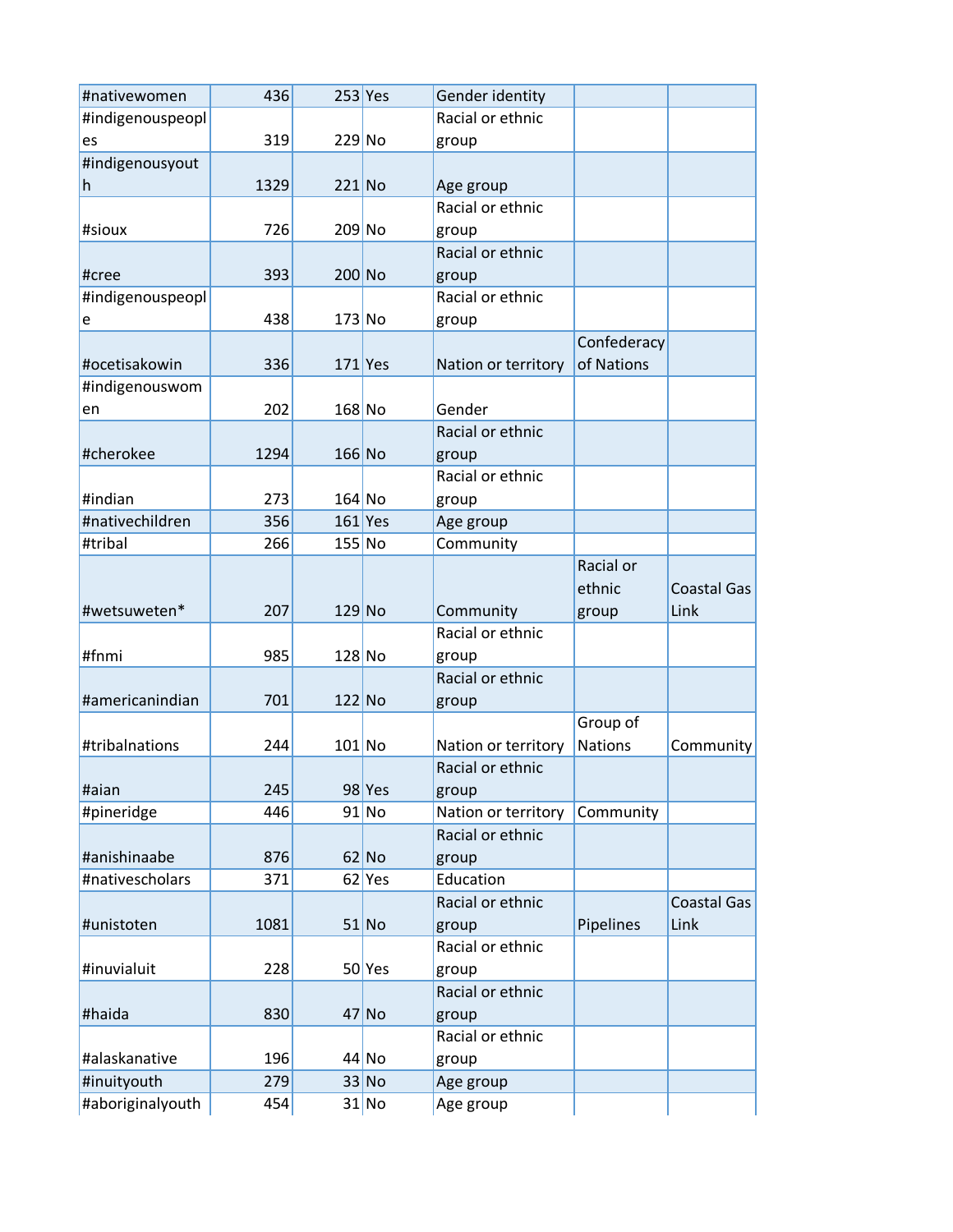| | | | | | | |
|---|---|---|---|---|---|---|
| #nativewomen | 436 | 253 | Yes | Gender identity | | |
| #indigenouspeoples | 319 | 229 | No | Racial or ethnic group | | |
| #indigenousyouth | 1329 | 221 | No | Age group | | |
| #sioux | 726 | 209 | No | Racial or ethnic group | | |
| #cree | 393 | 200 | No | Racial or ethnic group | | |
| #indigenouspeople | 438 | 173 | No | Racial or ethnic group | | |
| #ocetisakowin | 336 | 171 | Yes | Nation or territory | Confederacy of Nations | |
| #indigenouswomen | 202 | 168 | No | Gender | | |
| #cherokee | 1294 | 166 | No | Racial or ethnic group | | |
| #indian | 273 | 164 | No | Racial or ethnic group | | |
| #nativechildren | 356 | 161 | Yes | Age group | | |
| #tribal | 266 | 155 | No | Community | | |
| #wetsuweten* | 207 | 129 | No | Community | Racial or ethnic group | Coastal Gas Link |
| #fnmi | 985 | 128 | No | Racial or ethnic group | | |
| #americanindian | 701 | 122 | No | Racial or ethnic group | | |
| #tribalnations | 244 | 101 | No | Nation or territory | Group of Nations | Community |
| #aian | 245 | 98 | Yes | Racial or ethnic group | | |
| #pineridge | 446 | 91 | No | Nation or territory | Community | |
| #anishinaabe | 876 | 62 | No | Racial or ethnic group | | |
| #nativescholars | 371 | 62 | Yes | Education | | |
| #unistoten | 1081 | 51 | No | Racial or ethnic group | Pipelines | Coastal Gas Link |
| #inuvialuit | 228 | 50 | Yes | Racial or ethnic group | | |
| #haida | 830 | 47 | No | Racial or ethnic group | | |
| #alaskanative | 196 | 44 | No | Racial or ethnic group | | |
| #inuityouth | 279 | 33 | No | Age group | | |
| #aboriginalyouth | 454 | 31 | No | Age group | | |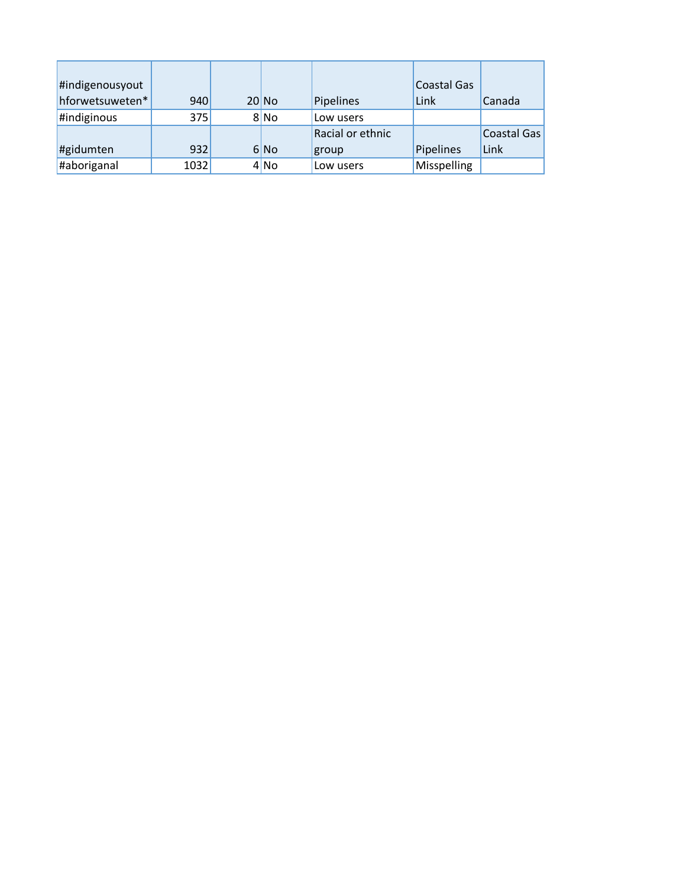| | | | | | | |
|---|---|---|---|---|---|---|
| #indigenousyouthforwetsuweten* | 940 | 20 | No | Pipelines | Coastal Gas Link | Canada |
| #indiginous | 375 | 8 | No | Low users | | |
| #gidumten | 932 | 6 | No | Racial or ethnic group | Pipelines | Coastal Gas Link |
| #aboriganal | 1032 | 4 | No | Low users | Misspelling | |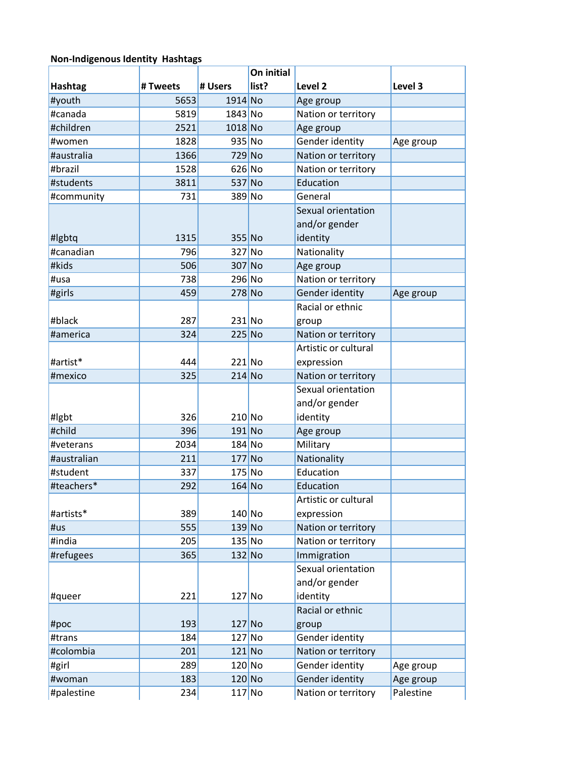**Non-Indigenous Identity Hashtags**

| Hashtag | # Tweets | # Users | On initial list? | Level 2 | Level 3 |
|---|---|---|---|---|---|
| #youth | 5653 | 1914 | No | Age group | |
| #canada | 5819 | 1843 | No | Nation or territory | |
| #children | 2521 | 1018 | No | Age group | |
| #women | 1828 | 935 | No | Gender identity | Age group |
| #australia | 1366 | 729 | No | Nation or territory | |
| #brazil | 1528 | 626 | No | Nation or territory | |
| #students | 3811 | 537 | No | Education | |
| #community | 731 | 389 | No | General | |
| #lgbtq | 1315 | 355 | No | Sexual orientation and/or gender identity | |
| #canadian | 796 | 327 | No | Nationality | |
| #kids | 506 | 307 | No | Age group | |
| #usa | 738 | 296 | No | Nation or territory | |
| #girls | 459 | 278 | No | Gender identity | Age group |
| #black | 287 | 231 | No | Racial or ethnic group | |
| #america | 324 | 225 | No | Nation or territory | |
| #artist* | 444 | 221 | No | Artistic or cultural expression | |
| #mexico | 325 | 214 | No | Nation or territory | |
| #lgbt | 326 | 210 | No | Sexual orientation and/or gender identity | |
| #child | 396 | 191 | No | Age group | |
| #veterans | 2034 | 184 | No | Military | |
| #australian | 211 | 177 | No | Nationality | |
| #student | 337 | 175 | No | Education | |
| #teachers* | 292 | 164 | No | Education | |
| #artists* | 389 | 140 | No | Artistic or cultural expression | |
| #us | 555 | 139 | No | Nation or territory | |
| #india | 205 | 135 | No | Nation or territory | |
| #refugees | 365 | 132 | No | Immigration | |
| #queer | 221 | 127 | No | Sexual orientation and/or gender identity | |
| #poc | 193 | 127 | No | Racial or ethnic group | |
| #trans | 184 | 127 | No | Gender identity | |
| #colombia | 201 | 121 | No | Nation or territory | |
| #girl | 289 | 120 | No | Gender identity | Age group |
| #woman | 183 | 120 | No | Gender identity | Age group |
| #palestine | 234 | 117 | No | Nation or territory | Palestine |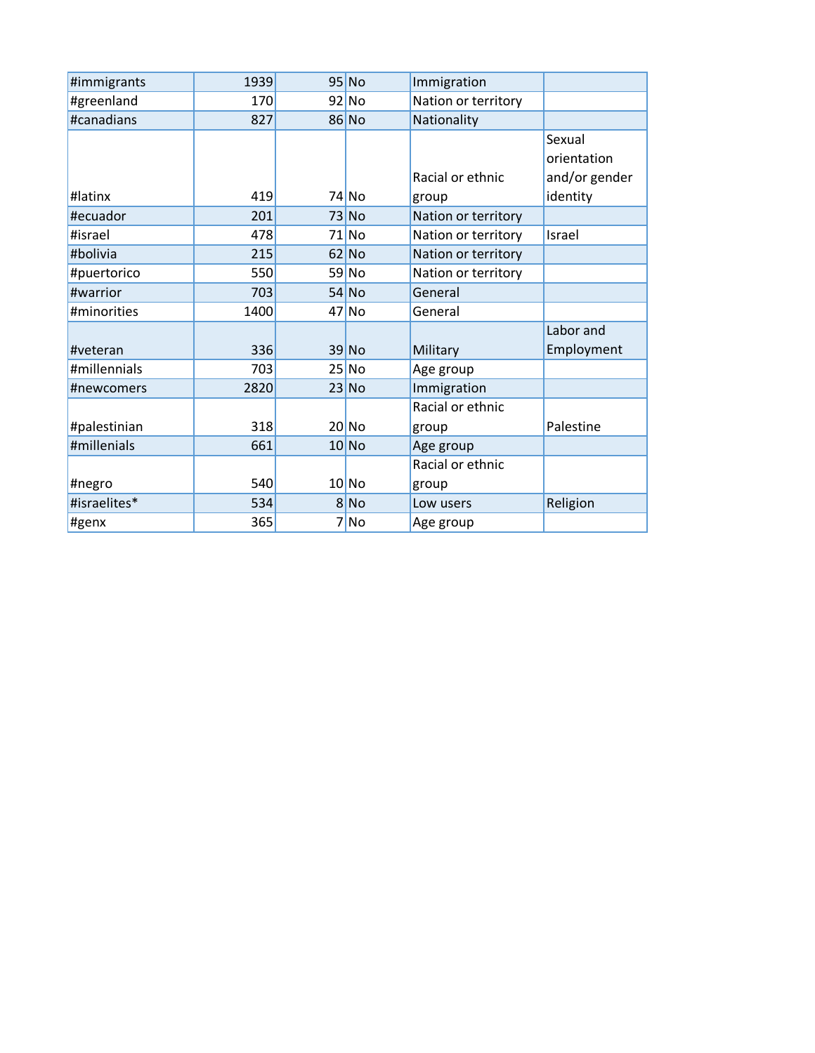| | | | | | |
|---|---|---|---|---|---|
| #immigrants | 1939 | 95 | No | Immigration | |
| #greenland | 170 | 92 | No | Nation or territory | |
| #canadians | 827 | 86 | No | Nationality | |
| #latinx | 419 | 74 | No | Racial or ethnic group | Sexual orientation and/or gender identity |
| #ecuador | 201 | 73 | No | Nation or territory | |
| #israel | 478 | 71 | No | Nation or territory | Israel |
| #bolivia | 215 | 62 | No | Nation or territory | |
| #puertorico | 550 | 59 | No | Nation or territory | |
| #warrior | 703 | 54 | No | General | |
| #minorities | 1400 | 47 | No | General | |
| #veteran | 336 | 39 | No | Military | Labor and Employment |
| #millennials | 703 | 25 | No | Age group | |
| #newcomers | 2820 | 23 | No | Immigration | |
| #palestinian | 318 | 20 | No | Racial or ethnic group | Palestine |
| #millenials | 661 | 10 | No | Age group | |
| #negro | 540 | 10 | No | Racial or ethnic group | |
| #israelites* | 534 | 8 | No | Low users | Religion |
| #genx | 365 | 7 | No | Age group | |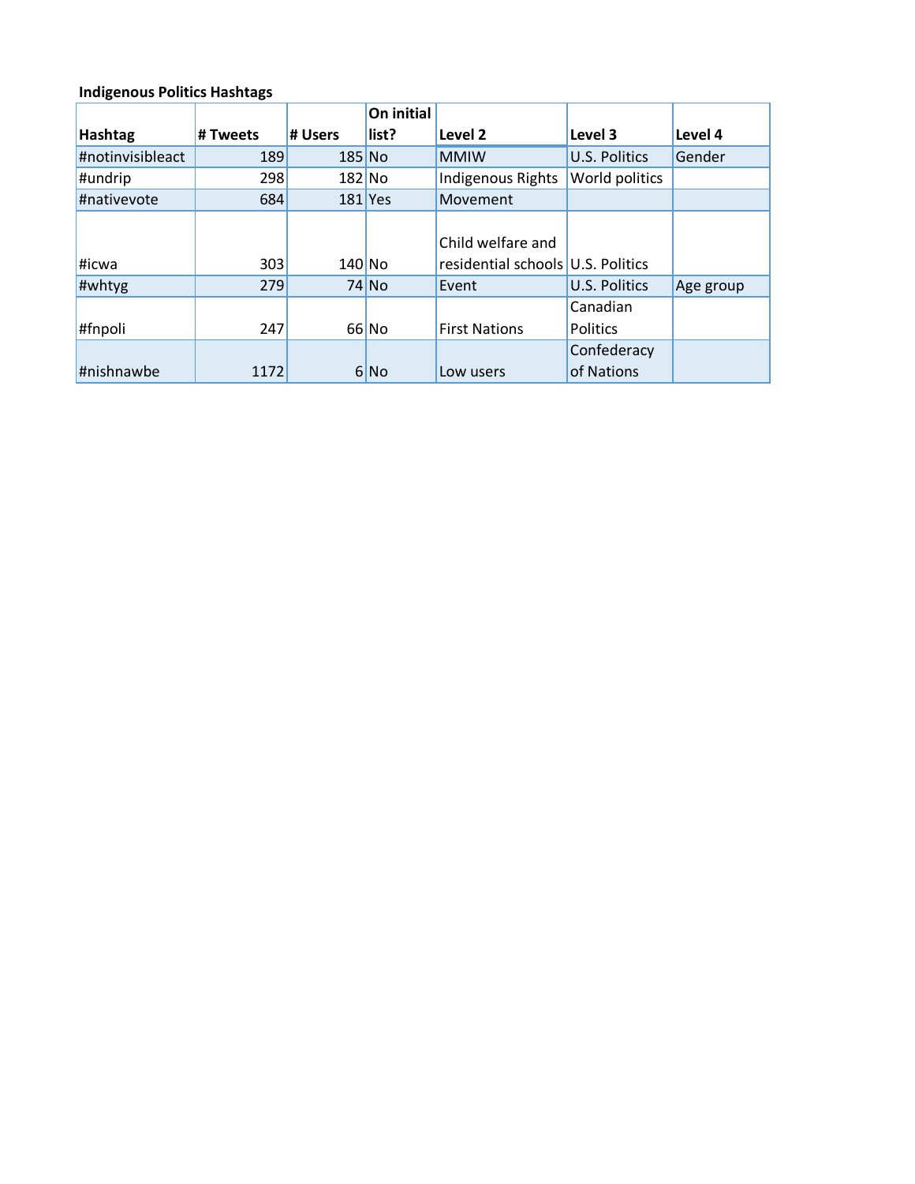**Indigenous Politics Hashtags**

| Hashtag | # Tweets | # Users | On initial list? | Level 2 | Level 3 | Level 4 |
|---|---|---|---|---|---|---|
| #notinvisibleact | 189 | 185 | No | MMIW | U.S. Politics | Gender |
| #undrip | 298 | 182 | No | Indigenous Rights | World politics | |
| #nativevote | 684 | 181 | Yes | Movement | | |
| #icwa | 303 | 140 | No | Child welfare and residential schools | U.S. Politics | |
| #whtyg | 279 | 74 | No | Event | U.S. Politics | Age group |
| #fnpoli | 247 | 66 | No | First Nations | Canadian Politics | |
| #nishnawbe | 1172 | 6 | No | Low users | Confederacy of Nations | |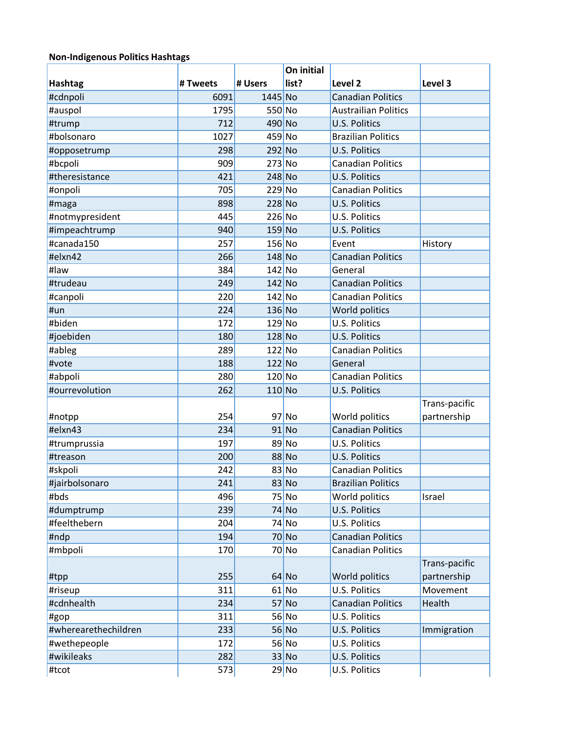**Non-Indigenous Politics Hashtags**

| Hashtag | # Tweets | # Users | On initial list? | Level 2 | Level 3 |
|---|---|---|---|---|---|
| #cdnpoli | 6091 | 1445 | No | Canadian Politics | |
| #auspol | 1795 | 550 | No | Austrailian Politics | |
| #trump | 712 | 490 | No | U.S. Politics | |
| #bolsonaro | 1027 | 459 | No | Brazilian Politics | |
| #opposetrump | 298 | 292 | No | U.S. Politics | |
| #bcpoli | 909 | 273 | No | Canadian Politics | |
| #theresistance | 421 | 248 | No | U.S. Politics | |
| #onpoli | 705 | 229 | No | Canadian Politics | |
| #maga | 898 | 228 | No | U.S. Politics | |
| #notmypresident | 445 | 226 | No | U.S. Politics | |
| #impeachtrump | 940 | 159 | No | U.S. Politics | |
| #canada150 | 257 | 156 | No | Event | History |
| #elxn42 | 266 | 148 | No | Canadian Politics | |
| #law | 384 | 142 | No | General | |
| #trudeau | 249 | 142 | No | Canadian Politics | |
| #canpoli | 220 | 142 | No | Canadian Politics | |
| #un | 224 | 136 | No | World politics | |
| #biden | 172 | 129 | No | U.S. Politics | |
| #joebiden | 180 | 128 | No | U.S. Politics | |
| #ableg | 289 | 122 | No | Canadian Politics | |
| #vote | 188 | 122 | No | General | |
| #abpoli | 280 | 120 | No | Canadian Politics | |
| #ourrevolution | 262 | 110 | No | U.S. Politics | |
| #notpp | 254 | 97 | No | World politics | Trans-pacific partnership |
| #elxn43 | 234 | 91 | No | Canadian Politics | |
| #trumprussia | 197 | 89 | No | U.S. Politics | |
| #treason | 200 | 88 | No | U.S. Politics | |
| #skpoli | 242 | 83 | No | Canadian Politics | |
| #jairbolsonaro | 241 | 83 | No | Brazilian Politics | |
| #bds | 496 | 75 | No | World politics | Israel |
| #dumptrump | 239 | 74 | No | U.S. Politics | |
| #feelthebern | 204 | 74 | No | U.S. Politics | |
| #ndp | 194 | 70 | No | Canadian Politics | |
| #mbpoli | 170 | 70 | No | Canadian Politics | |
| #tpp | 255 | 64 | No | World politics | Trans-pacific partnership |
| #riseup | 311 | 61 | No | U.S. Politics | Movement |
| #cdnhealth | 234 | 57 | No | Canadian Politics | Health |
| #gop | 311 | 56 | No | U.S. Politics | |
| #wherearethechildren | 233 | 56 | No | U.S. Politics | Immigration |
| #wethepeople | 172 | 56 | No | U.S. Politics | |
| #wikileaks | 282 | 33 | No | U.S. Politics | |
| #tcot | 573 | 29 | No | U.S. Politics | |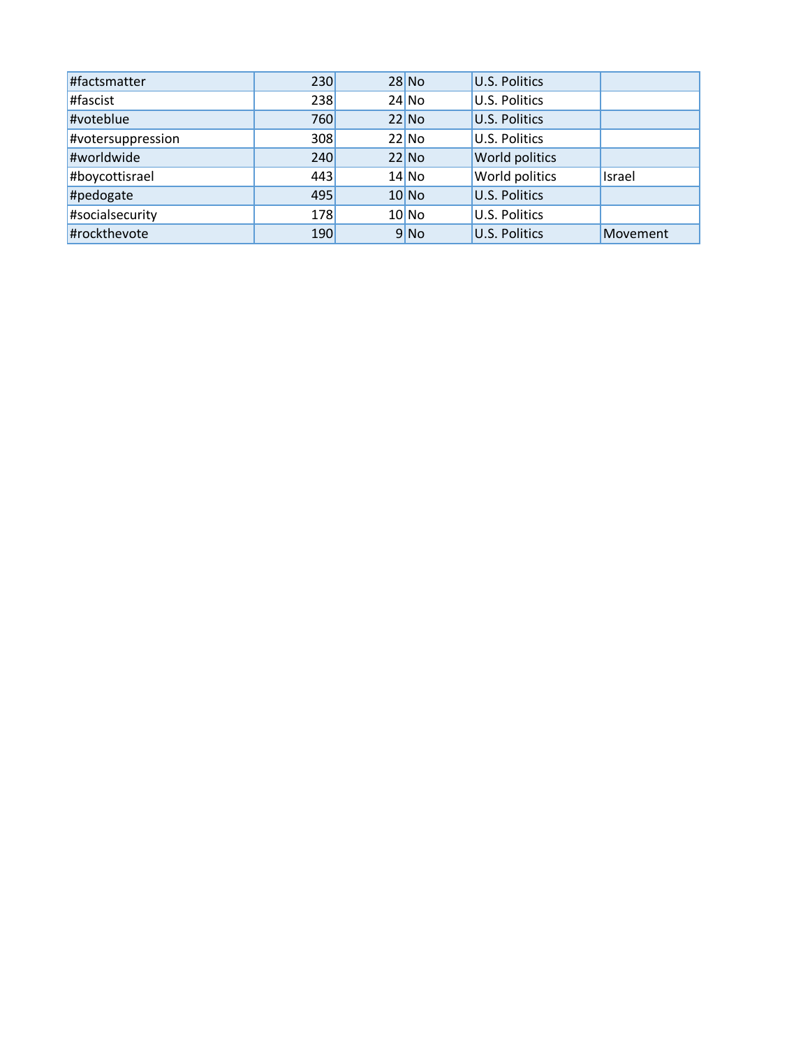| | | | | | |
|---|---|---|---|---|---|
| #factsmatter | 230 | 28 | No | U.S. Politics | |
| #fascist | 238 | 24 | No | U.S. Politics | |
| #voteblue | 760 | 22 | No | U.S. Politics | |
| #votersuppression | 308 | 22 | No | U.S. Politics | |
| #worldwide | 240 | 22 | No | World politics | |
| #boycottisrael | 443 | 14 | No | World politics | Israel |
| #pedogate | 495 | 10 | No | U.S. Politics | |
| #socialsecurity | 178 | 10 | No | U.S. Politics | |
| #rockthevote | 190 | 9 | No | U.S. Politics | Movement |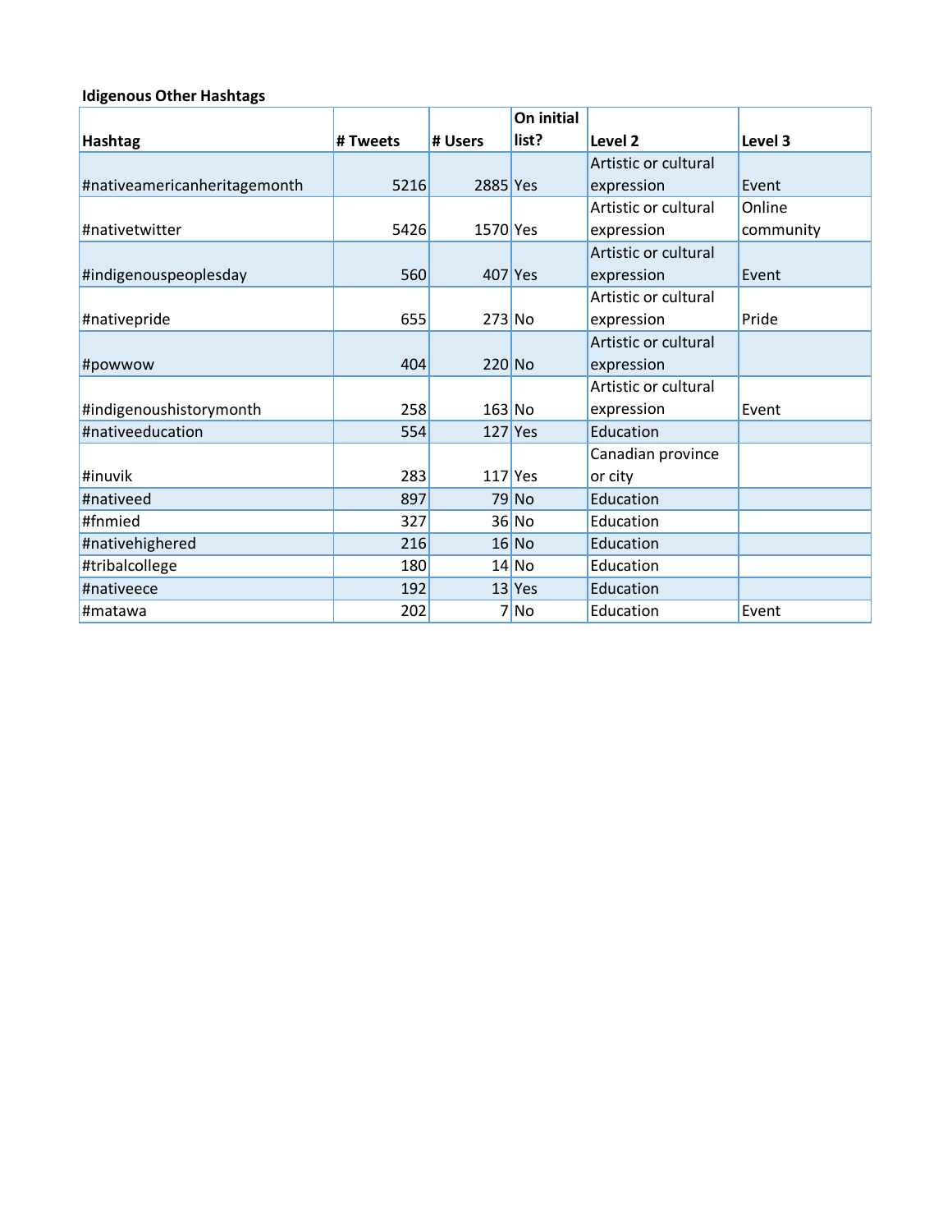**Idigenous Other Hashtags**

| Hashtag | # Tweets | # Users | On initial list? | Level 2 | Level 3 |
|---|---|---|---|---|---|
| #nativeamericanheritagemonth | 5216 | 2885 | Yes | Artistic or cultural expression | Event |
| #nativetwitter | 5426 | 1570 | Yes | Artistic or cultural expression | Online community |
| #indigenouspeoplesday | 560 | 407 | Yes | Artistic or cultural expression | Event |
| #nativepride | 655 | 273 | No | Artistic or cultural expression | Pride |
| #powwow | 404 | 220 | No | Artistic or cultural expression | |
| #indigenoushistorymonth | 258 | 163 | No | Artistic or cultural expression | Event |
| #nativeeducation | 554 | 127 | Yes | Education | |
| #inuvik | 283 | 117 | Yes | Canadian province or city | |
| #nativeed | 897 | 79 | No | Education | |
| #fnmied | 327 | 36 | No | Education | |
| #nativehighered | 216 | 16 | No | Education | |
| #tribalcollege | 180 | 14 | No | Education | |
| #nativeece | 192 | 13 | Yes | Education | |
| #matawa | 202 | 7 | No | Education | Event |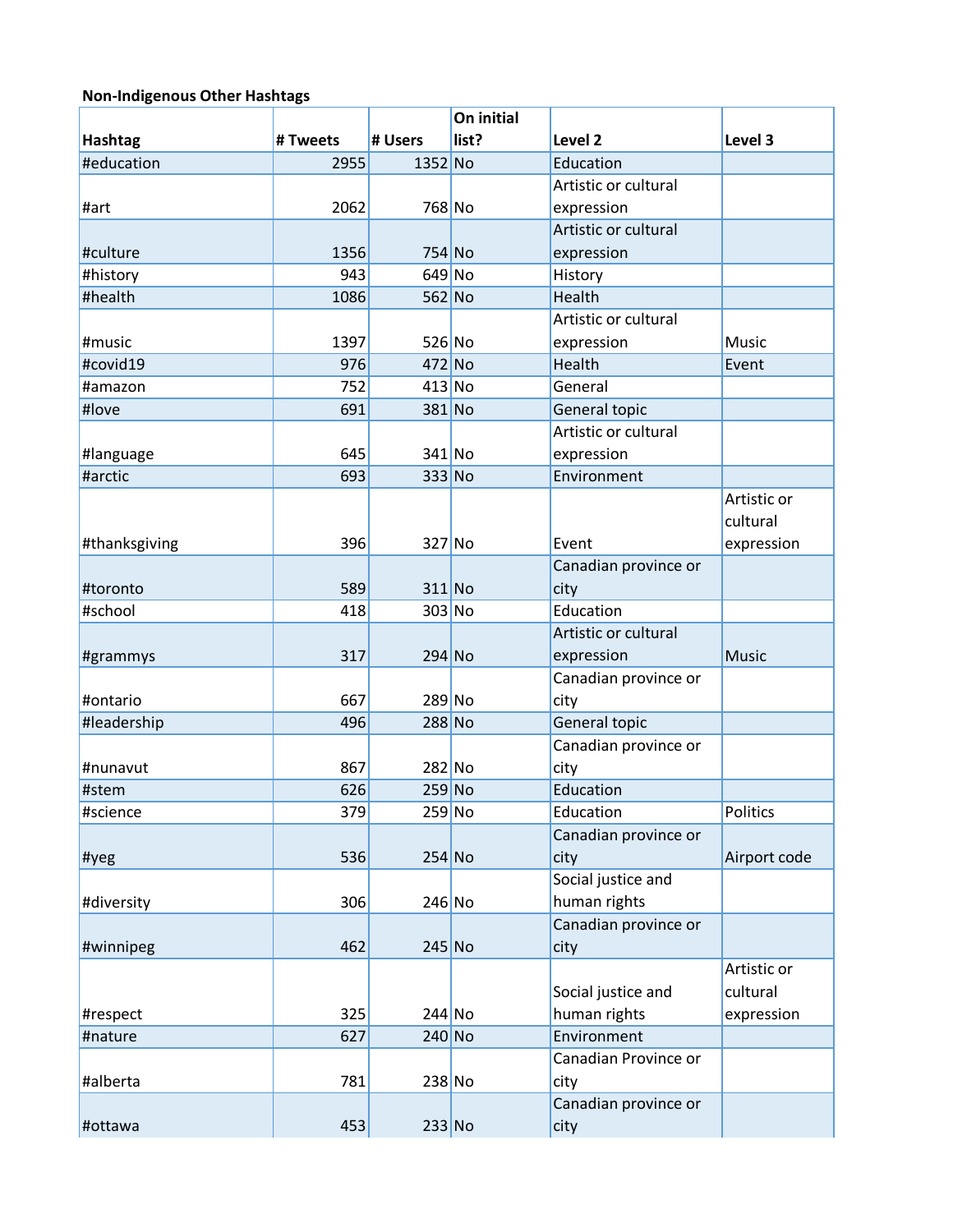**Non-Indigenous Other Hashtags**

| Hashtag | # Tweets | # Users | On initial list? | Level 2 | Level 3 |
|---|---|---|---|---|---|
| #education | 2955 | 1352 | No | Education | |
| #art | 2062 | 768 | No | Artistic or cultural expression | |
| #culture | 1356 | 754 | No | Artistic or cultural expression | |
| #history | 943 | 649 | No | History | |
| #health | 1086 | 562 | No | Health | |
| #music | 1397 | 526 | No | Artistic or cultural expression | Music |
| #covid19 | 976 | 472 | No | Health | Event |
| #amazon | 752 | 413 | No | General | |
| #love | 691 | 381 | No | General topic | |
| #language | 645 | 341 | No | Artistic or cultural expression | |
| #arctic | 693 | 333 | No | Environment | |
| #thanksgiving | 396 | 327 | No | Event | Artistic or cultural expression |
| #toronto | 589 | 311 | No | Canadian province or city | |
| #school | 418 | 303 | No | Education | |
| #grammys | 317 | 294 | No | Artistic or cultural expression | Music |
| #ontario | 667 | 289 | No | Canadian province or city | |
| #leadership | 496 | 288 | No | General topic | |
| #nunavut | 867 | 282 | No | Canadian province or city | |
| #stem | 626 | 259 | No | Education | |
| #science | 379 | 259 | No | Education | Politics |
| #yeg | 536 | 254 | No | Canadian province or city | Airport code |
| #diversity | 306 | 246 | No | Social justice and human rights | |
| #winnipeg | 462 | 245 | No | Canadian province or city | |
| #respect | 325 | 244 | No | Social justice and human rights | Artistic or cultural expression |
| #nature | 627 | 240 | No | Environment | |
| #alberta | 781 | 238 | No | Canadian Province or city | |
| #ottawa | 453 | 233 | No | Canadian province or city | |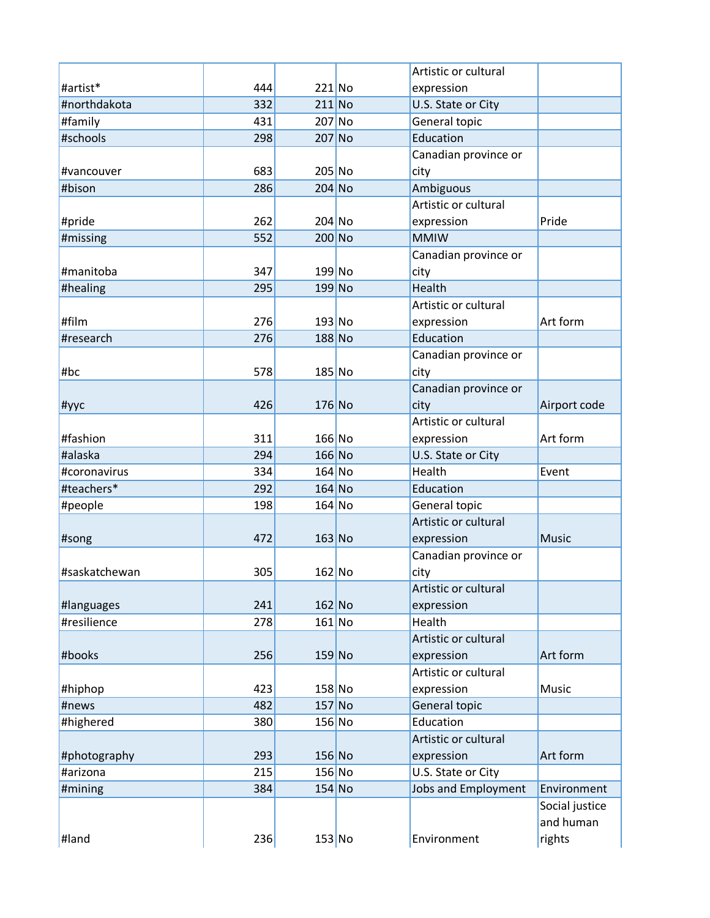| | | | | | |
|---|---|---|---|---|---|
| #artist* | 444 | 221 | No | Artistic or cultural expression | |
| #northdakota | 332 | 211 | No | U.S. State or City | |
| #family | 431 | 207 | No | General topic | |
| #schools | 298 | 207 | No | Education | |
| #vancouver | 683 | 205 | No | Canadian province or city | |
| #bison | 286 | 204 | No | Ambiguous | |
| #pride | 262 | 204 | No | Artistic or cultural expression | Pride |
| #missing | 552 | 200 | No | MMIW | |
| #manitoba | 347 | 199 | No | Canadian province or city | |
| #healing | 295 | 199 | No | Health | |
| #film | 276 | 193 | No | Artistic or cultural expression | Art form |
| #research | 276 | 188 | No | Education | |
| #bc | 578 | 185 | No | Canadian province or city | |
| #yyc | 426 | 176 | No | Canadian province or city | Airport code |
| #fashion | 311 | 166 | No | Artistic or cultural expression | Art form |
| #alaska | 294 | 166 | No | U.S. State or City | |
| #coronavirus | 334 | 164 | No | Health | Event |
| #teachers* | 292 | 164 | No | Education | |
| #people | 198 | 164 | No | General topic | |
| #song | 472 | 163 | No | Artistic or cultural expression | Music |
| #saskatchewan | 305 | 162 | No | Canadian province or city | |
| #languages | 241 | 162 | No | Artistic or cultural expression | |
| #resilience | 278 | 161 | No | Health | |
| #books | 256 | 159 | No | Artistic or cultural expression | Art form |
| #hiphop | 423 | 158 | No | Artistic or cultural expression | Music |
| #news | 482 | 157 | No | General topic | |
| #highered | 380 | 156 | No | Education | |
| #photography | 293 | 156 | No | Artistic or cultural expression | Art form |
| #arizona | 215 | 156 | No | U.S. State or City | |
| #mining | 384 | 154 | No | Jobs and Employment | Environment |
| #land | 236 | 153 | No | Environment | Social justice and human rights |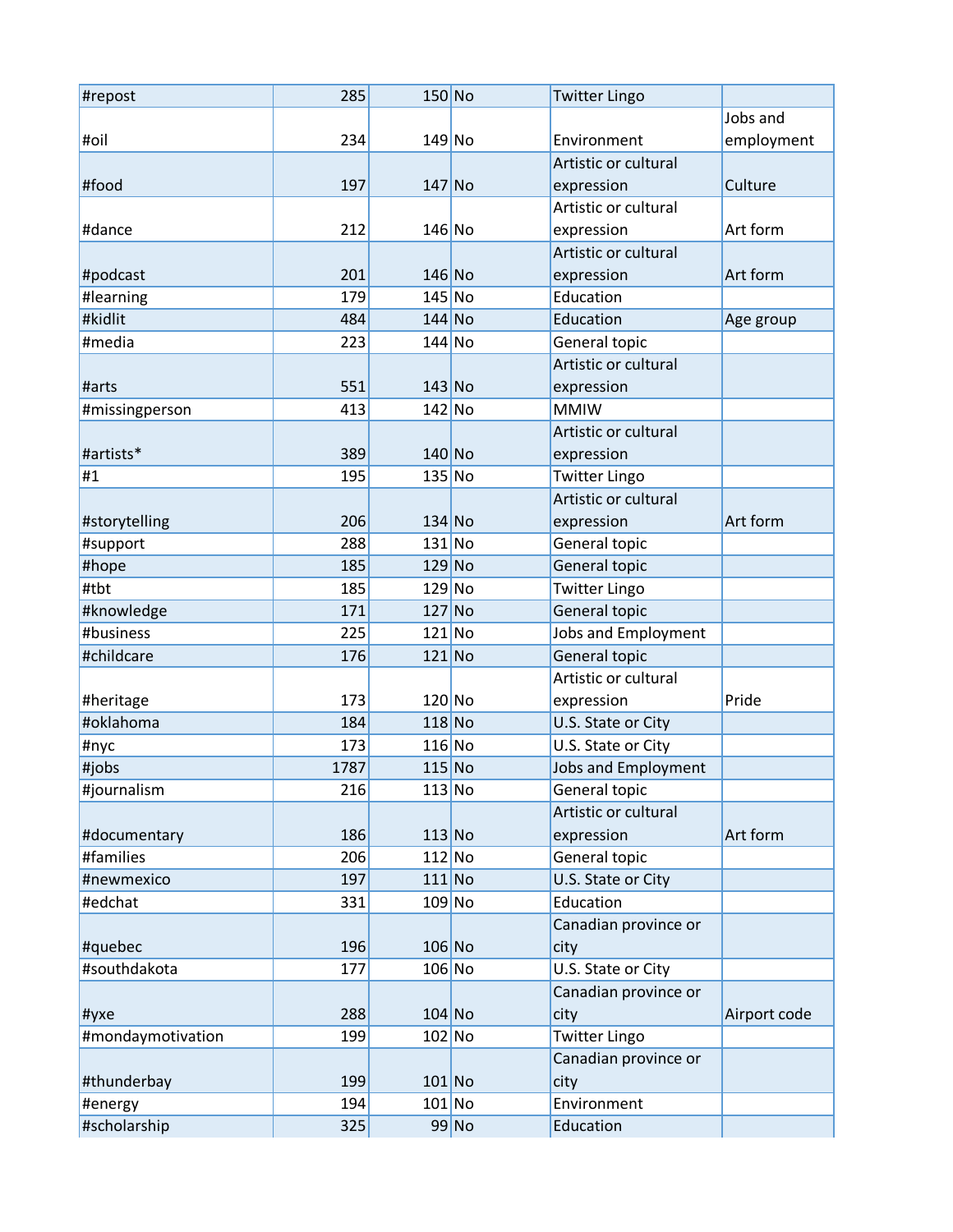| | | | | | |
|---|---|---|---|---|---|
| #repost | 285 | 150 | No | Twitter Lingo | |
| #oil | 234 | 149 | No | Environment | Jobs and employment |
| #food | 197 | 147 | No | Artistic or cultural expression | Culture |
| #dance | 212 | 146 | No | Artistic or cultural expression | Art form |
| #podcast | 201 | 146 | No | Artistic or cultural expression | Art form |
| #learning | 179 | 145 | No | Education | |
| #kidlit | 484 | 144 | No | Education | Age group |
| #media | 223 | 144 | No | General topic | |
| #arts | 551 | 143 | No | Artistic or cultural expression | |
| #missingperson | 413 | 142 | No | MMIW | |
| #artists* | 389 | 140 | No | Artistic or cultural expression | |
| #1 | 195 | 135 | No | Twitter Lingo | |
| #storytelling | 206 | 134 | No | Artistic or cultural expression | Art form |
| #support | 288 | 131 | No | General topic | |
| #hope | 185 | 129 | No | General topic | |
| #tbt | 185 | 129 | No | Twitter Lingo | |
| #knowledge | 171 | 127 | No | General topic | |
| #business | 225 | 121 | No | Jobs and Employment | |
| #childcare | 176 | 121 | No | General topic | |
| #heritage | 173 | 120 | No | Artistic or cultural expression | Pride |
| #oklahoma | 184 | 118 | No | U.S. State or City | |
| #nyc | 173 | 116 | No | U.S. State or City | |
| #jobs | 1787 | 115 | No | Jobs and Employment | |
| #journalism | 216 | 113 | No | General topic | |
| #documentary | 186 | 113 | No | Artistic or cultural expression | Art form |
| #families | 206 | 112 | No | General topic | |
| #newmexico | 197 | 111 | No | U.S. State or City | |
| #edchat | 331 | 109 | No | Education | |
| #quebec | 196 | 106 | No | Canadian province or city | |
| #southdakota | 177 | 106 | No | U.S. State or City | |
| #yxe | 288 | 104 | No | Canadian province or city | Airport code |
| #mondaymotivation | 199 | 102 | No | Twitter Lingo | |
| #thunderbay | 199 | 101 | No | Canadian province or city | |
| #energy | 194 | 101 | No | Environment | |
| #scholarship | 325 | 99 | No | Education | |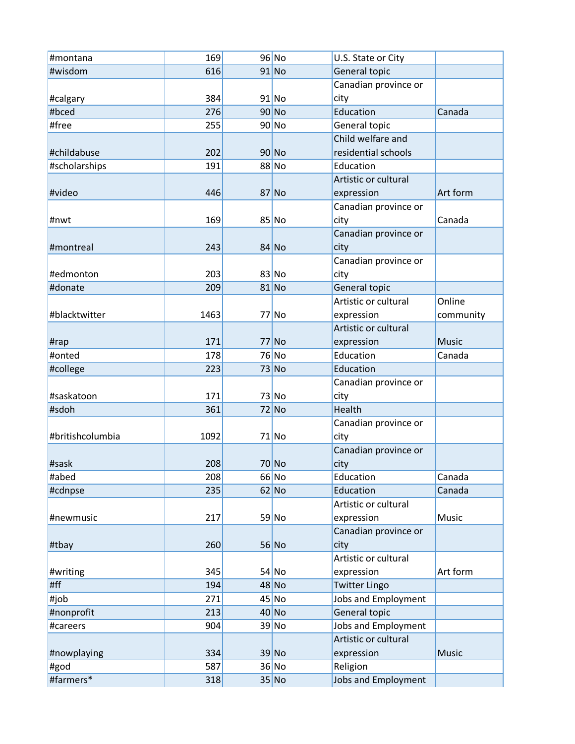| #montana | 169 | 96 | No | U.S. State or City | |
|---|---|---|---|---|---|
| #wisdom | 616 | 91 | No | General topic | |
| #calgary | 384 | 91 | No | Canadian province or city | |
| #bced | 276 | 90 | No | Education | Canada |
| #free | 255 | 90 | No | General topic | |
| #childabuse | 202 | 90 | No | Child welfare and residential schools | |
| #scholarships | 191 | 88 | No | Education | |
| #video | 446 | 87 | No | Artistic or cultural expression | Art form |
| #nwt | 169 | 85 | No | Canadian province or city | Canada |
| #montreal | 243 | 84 | No | Canadian province or city | |
| #edmonton | 203 | 83 | No | Canadian province or city | |
| #donate | 209 | 81 | No | General topic | |
| #blacktwitter | 1463 | 77 | No | Artistic or cultural expression | Online community |
| #rap | 171 | 77 | No | Artistic or cultural expression | Music |
| #onted | 178 | 76 | No | Education | Canada |
| #college | 223 | 73 | No | Education | |
| #saskatoon | 171 | 73 | No | Canadian province or city | |
| #sdoh | 361 | 72 | No | Health | |
| #britishcolumbia | 1092 | 71 | No | Canadian province or city | |
| #sask | 208 | 70 | No | Canadian province or city | |
| #abed | 208 | 66 | No | Education | Canada |
| #cdnpse | 235 | 62 | No | Education | Canada |
| #newmusic | 217 | 59 | No | Artistic or cultural expression | Music |
| #tbay | 260 | 56 | No | Canadian province or city | |
| #writing | 345 | 54 | No | Artistic or cultural expression | Art form |
| #ff | 194 | 48 | No | Twitter Lingo | |
| #job | 271 | 45 | No | Jobs and Employment | |
| #nonprofit | 213 | 40 | No | General topic | |
| #careers | 904 | 39 | No | Jobs and Employment | |
| #nowplaying | 334 | 39 | No | Artistic or cultural expression | Music |
| #god | 587 | 36 | No | Religion | |
| #farmers* | 318 | 35 | No | Jobs and Employment | |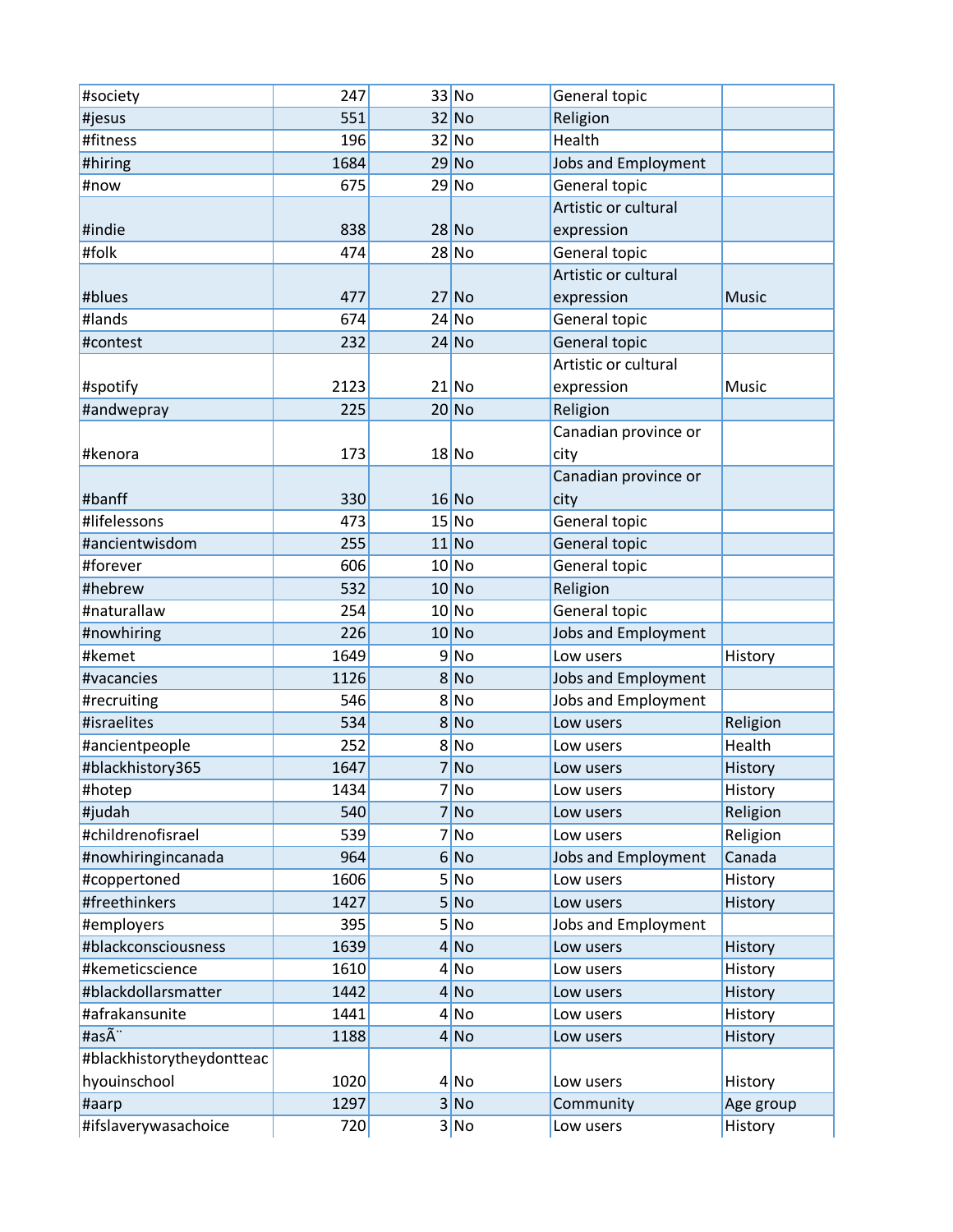| | | | | | |
|---|---|---|---|---|---|
| #society | 247 | 33 | No | General topic | |
| #jesus | 551 | 32 | No | Religion | |
| #fitness | 196 | 32 | No | Health | |
| #hiring | 1684 | 29 | No | Jobs and Employment | |
| #now | 675 | 29 | No | General topic | |
| #indie | 838 | 28 | No | Artistic or cultural expression | |
| #folk | 474 | 28 | No | General topic | |
| #blues | 477 | 27 | No | Artistic or cultural expression | Music |
| #lands | 674 | 24 | No | General topic | |
| #contest | 232 | 24 | No | General topic | |
| #spotify | 2123 | 21 | No | Artistic or cultural expression | Music |
| #andwepray | 225 | 20 | No | Religion | |
| #kenora | 173 | 18 | No | Canadian province or city | |
| #banff | 330 | 16 | No | Canadian province or city | |
| #lifelessons | 473 | 15 | No | General topic | |
| #ancientwisdom | 255 | 11 | No | General topic | |
| #forever | 606 | 10 | No | General topic | |
| #hebrew | 532 | 10 | No | Religion | |
| #naturallaw | 254 | 10 | No | General topic | |
| #nowhiring | 226 | 10 | No | Jobs and Employment | |
| #kemet | 1649 | 9 | No | Low users | History |
| #vacancies | 1126 | 8 | No | Jobs and Employment | |
| #recruiting | 546 | 8 | No | Jobs and Employment | |
| #israelites | 534 | 8 | No | Low users | Religion |
| #ancientpeople | 252 | 8 | No | Low users | Health |
| #blackhistory365 | 1647 | 7 | No | Low users | History |
| #hotep | 1434 | 7 | No | Low users | History |
| #judah | 540 | 7 | No | Low users | Religion |
| #childrenofisrael | 539 | 7 | No | Low users | Religion |
| #nowhiringincanada | 964 | 6 | No | Jobs and Employment | Canada |
| #coppertoned | 1606 | 5 | No | Low users | History |
| #freethinkers | 1427 | 5 | No | Low users | History |
| #employers | 395 | 5 | No | Jobs and Employment | |
| #blackconsciousness | 1639 | 4 | No | Low users | History |
| #kemeticscience | 1610 | 4 | No | Low users | History |
| #blackdollarsmatter | 1442 | 4 | No | Low users | History |
| #afrakansunite | 1441 | 4 | No | Low users | History |
| #asÃ¨ | 1188 | 4 | No | Low users | History |
| #blackhistorytheydontteachyouinschool | 1020 | 4 | No | Low users | History |
| #aarp | 1297 | 3 | No | Community | Age group |
| #ifslaverywasachoice | 720 | 3 | No | Low users | History |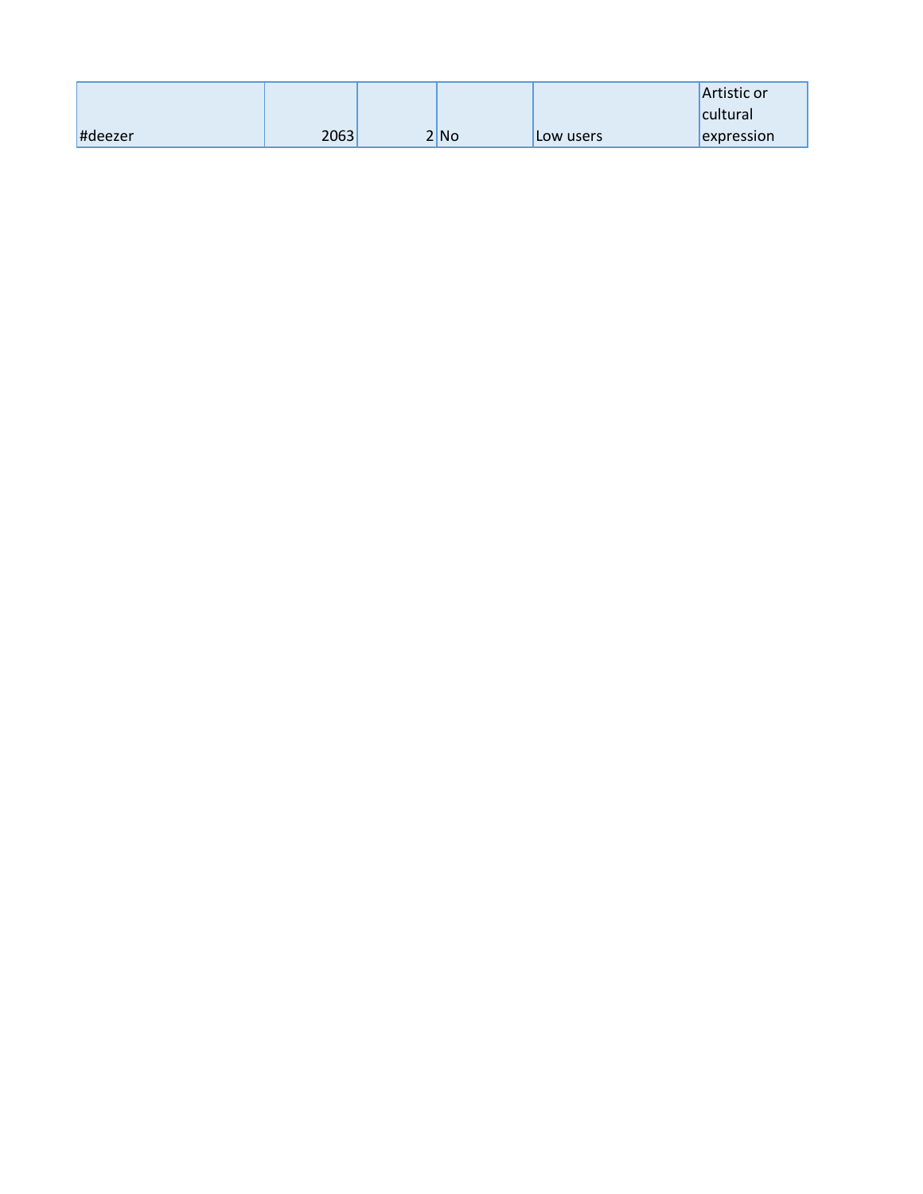| | | | | | |
|---|---|---|---|---|---|
| #deezer | 2063 | 2 | No | Low users | Artistic or cultural expression |